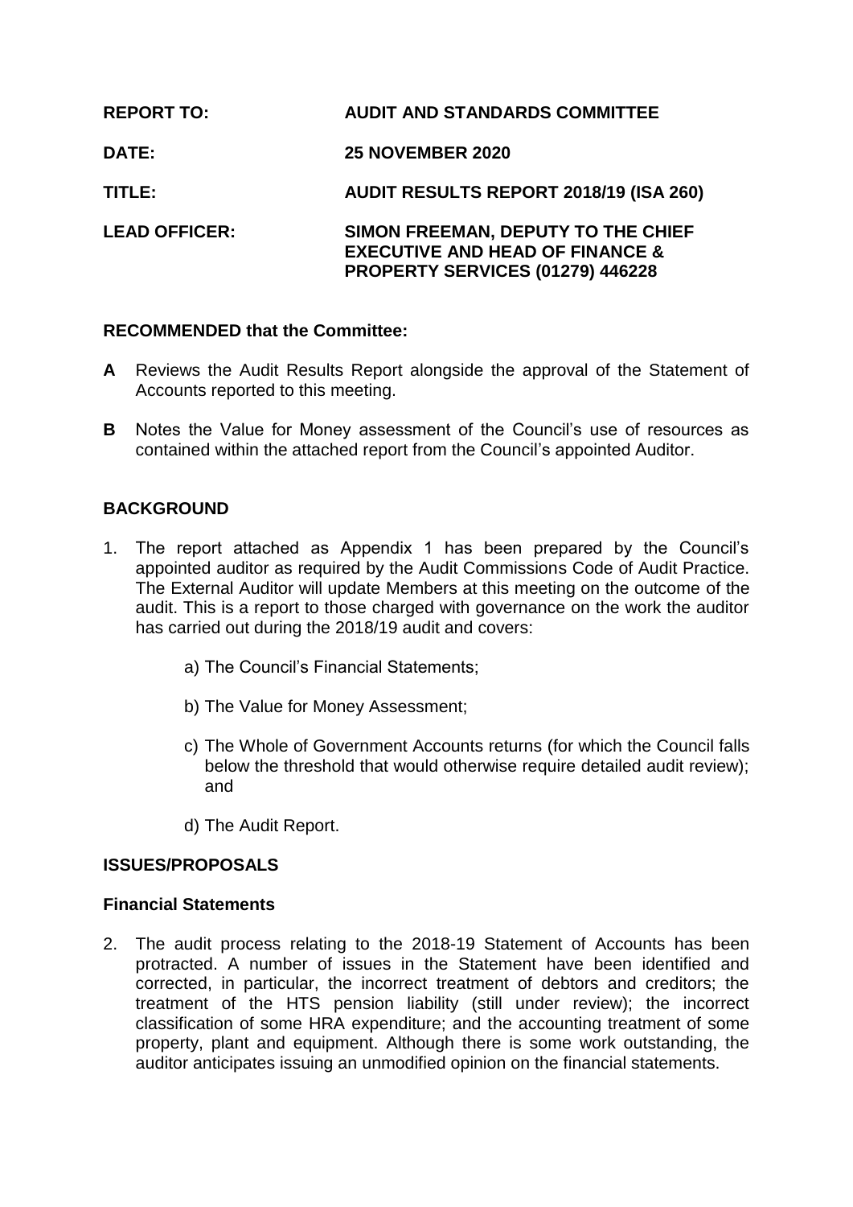**REPORT TO:** **AUDIT AND STANDARDS COMMITTEE**

**DATE:** **25 NOVEMBER 2020**

**TITLE:** **AUDIT RESULTS REPORT 2018/19 (ISA 260)**

**LEAD OFFICER:** **SIMON FREEMAN, DEPUTY TO THE CHIEF EXECUTIVE AND HEAD OF FINANCE & PROPERTY SERVICES (01279) 446228**

## RECOMMENDED that the Committee:

**A** Reviews the Audit Results Report alongside the approval of the Statement of Accounts reported to this meeting.

**B** Notes the Value for Money assessment of the Council's use of resources as contained within the attached report from the Council's appointed Auditor.

## BACKGROUND

1. The report attached as Appendix 1 has been prepared by the Council's appointed auditor as required by the Audit Commissions Code of Audit Practice. The External Auditor will update Members at this meeting on the outcome of the audit. This is a report to those charged with governance on the work the auditor has carried out during the 2018/19 audit and covers:

   a) The Council's Financial Statements;

   b) The Value for Money Assessment;

   c) The Whole of Government Accounts returns (for which the Council falls below the threshold that would otherwise require detailed audit review); and

   d) The Audit Report.

## ISSUES/PROPOSALS

### Financial Statements

2. The audit process relating to the 2018-19 Statement of Accounts has been protracted. A number of issues in the Statement have been identified and corrected, in particular, the incorrect treatment of debtors and creditors; the treatment of the HTS pension liability (still under review); the incorrect classification of some HRA expenditure; and the accounting treatment of some property, plant and equipment. Although there is some work outstanding, the auditor anticipates issuing an unmodified opinion on the financial statements.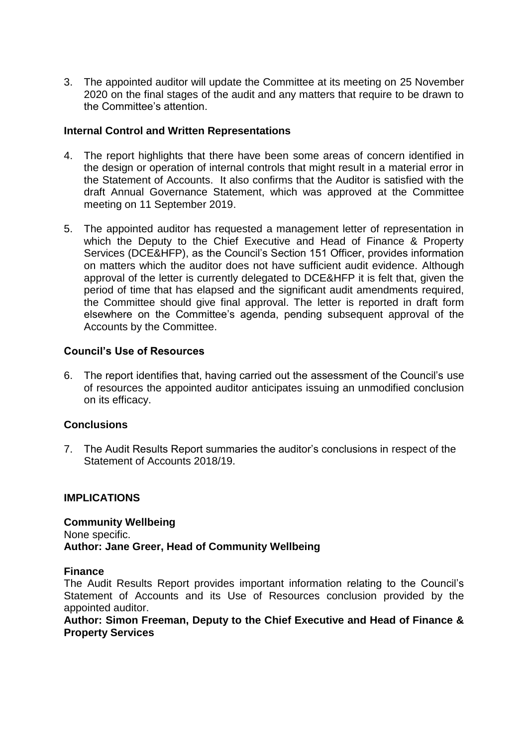3. The appointed auditor will update the Committee at its meeting on 25 November 2020 on the final stages of the audit and any matters that require to be drawn to the Committee's attention.

**Internal Control and Written Representations**

4. The report highlights that there have been some areas of concern identified in the design or operation of internal controls that might result in a material error in the Statement of Accounts. It also confirms that the Auditor is satisfied with the draft Annual Governance Statement, which was approved at the Committee meeting on 11 September 2019.

5. The appointed auditor has requested a management letter of representation in which the Deputy to the Chief Executive and Head of Finance & Property Services (DCE&HFP), as the Council's Section 151 Officer, provides information on matters which the auditor does not have sufficient audit evidence. Although approval of the letter is currently delegated to DCE&HFP it is felt that, given the period of time that has elapsed and the significant audit amendments required, the Committee should give final approval. The letter is reported in draft form elsewhere on the Committee's agenda, pending subsequent approval of the Accounts by the Committee.

**Council's Use of Resources**

6. The report identifies that, having carried out the assessment of the Council's use of resources the appointed auditor anticipates issuing an unmodified conclusion on its efficacy.

**Conclusions**

7. The Audit Results Report summaries the auditor's conclusions in respect of the Statement of Accounts 2018/19.

**IMPLICATIONS**

**Community Wellbeing**
None specific.
**Author: Jane Greer, Head of Community Wellbeing**

**Finance**
The Audit Results Report provides important information relating to the Council's Statement of Accounts and its Use of Resources conclusion provided by the appointed auditor.
**Author: Simon Freeman, Deputy to the Chief Executive and Head of Finance & Property Services**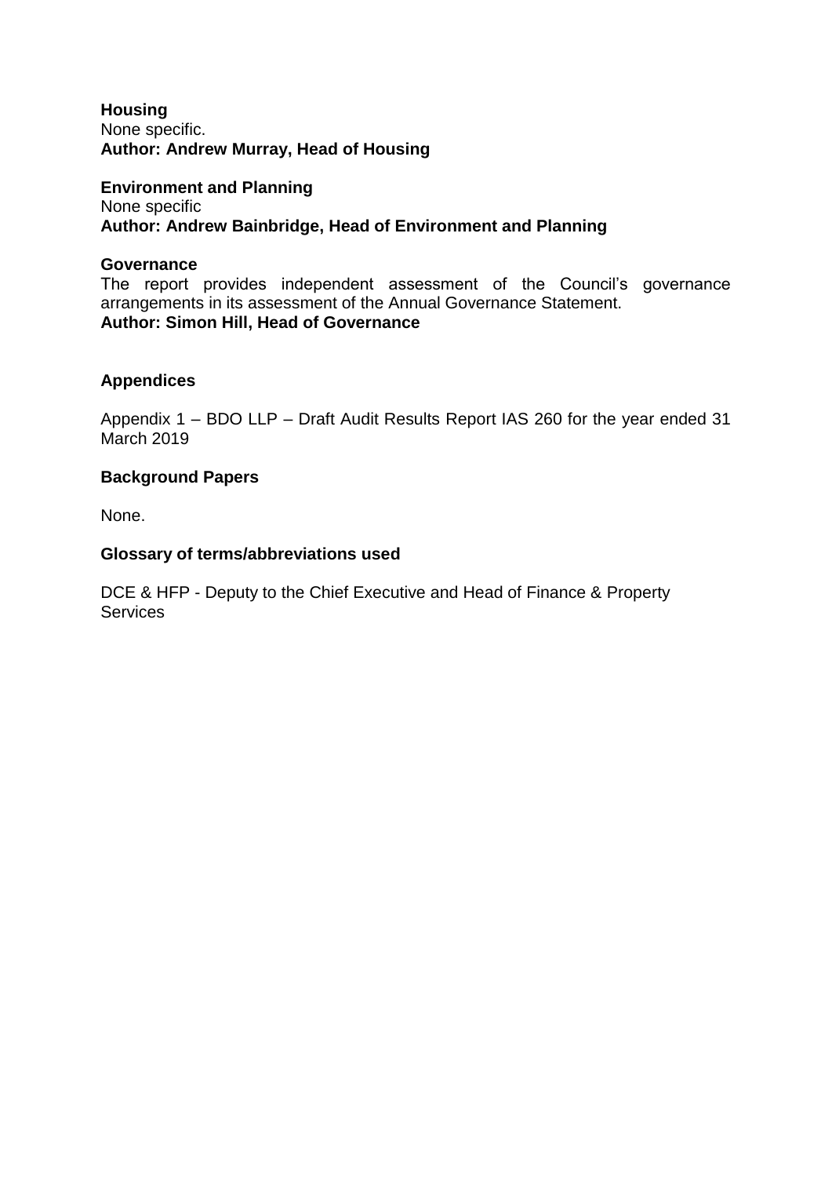**Housing**
None specific.
**Author: Andrew Murray, Head of Housing**

**Environment and Planning**
None specific
**Author: Andrew Bainbridge, Head of Environment and Planning**

**Governance**
The report provides independent assessment of the Council's governance arrangements in its assessment of the Annual Governance Statement.
**Author: Simon Hill, Head of Governance**

## Appendices

Appendix 1 – BDO LLP – Draft Audit Results Report IAS 260 for the year ended 31 March 2019

## Background Papers

None.

## Glossary of terms/abbreviations used

DCE & HFP - Deputy to the Chief Executive and Head of Finance & Property Services